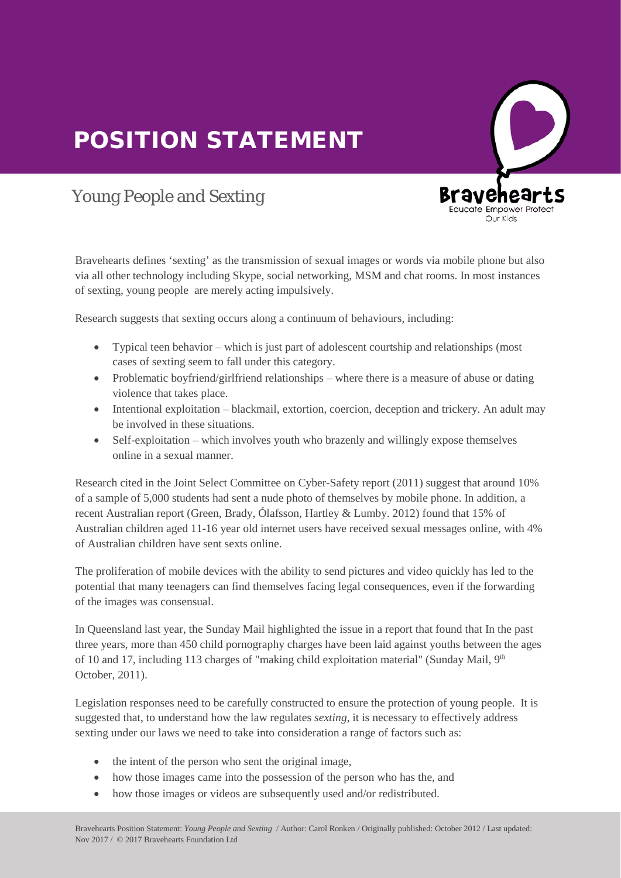# POSITION STATEMENT

## Young People and Sexting

Bravehearts defines 'sexting' as the transmission of sexual images or words via mobile phone but also via all other technology including Skype, social networking, MSM and chat rooms. In most instances of sexting, young people are merely acting impulsively.

Research suggests that sexting occurs along a continuum of behaviours, including:

- Typical teen behavior – which is just part of adolescent courtship and relationships (most cases of sexting seem to fall under this category.
- Problematic boyfriend/girlfriend relationships – where there is a measure of abuse or dating violence that takes place.
- Intentional exploitation – blackmail, extortion, coercion, deception and trickery. An adult may be involved in these situations.
- Self-exploitation – which involves youth who brazenly and willingly expose themselves online in a sexual manner.

Research cited in the Joint Select Committee on Cyber-Safety report (2011) suggest that around 10% of a sample of 5,000 students had sent a nude photo of themselves by mobile phone. In addition, a recent Australian report (Green, Brady, Ólafsson, Hartley & Lumby. 2012) found that 15% of Australian children aged 11-16 year old internet users have received sexual messages online, with 4% of Australian children have sent sexts online.

The proliferation of mobile devices with the ability to send pictures and video quickly has led to the potential that many teenagers can find themselves facing legal consequences, even if the forwarding of the images was consensual.

In Queensland last year, the Sunday Mail highlighted the issue in a report that found that In the past three years, more than 450 child pornography charges have been laid against youths between the ages of 10 and 17, including 113 charges of "making child exploitation material" (Sunday Mail, 9th October, 2011).

Legislation responses need to be carefully constructed to ensure the protection of young people. It is suggested that, to understand how the law regulates *sexting*, it is necessary to effectively address sexting under our laws we need to take into consideration a range of factors such as:

- the intent of the person who sent the original image,
- how those images came into the possession of the person who has the, and
- how those images or videos are subsequently used and/or redistributed.

Bravehearts Position Statement: *Young People and Sexting* / Author: Carol Ronken / Originally published: October 2012 / Last updated: Nov 2017 / © 2017 Bravehearts Foundation Ltd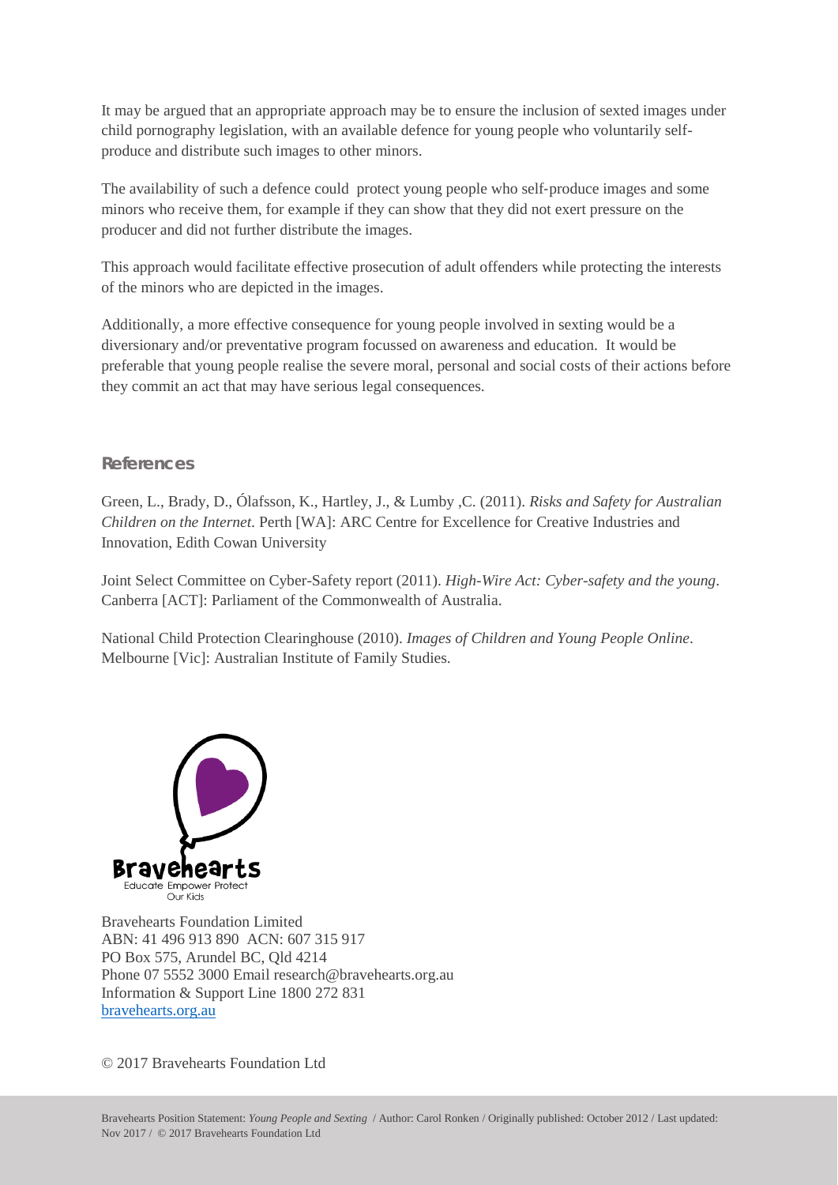It may be argued that an appropriate approach may be to ensure the inclusion of sexted images under child pornography legislation, with an available defence for young people who voluntarily self-produce and distribute such images to other minors.

The availability of such a defence could protect young people who self-produce images and some minors who receive them, for example if they can show that they did not exert pressure on the producer and did not further distribute the images.

This approach would facilitate effective prosecution of adult offenders while protecting the interests of the minors who are depicted in the images.

Additionally, a more effective consequence for young people involved in sexting would be a diversionary and/or preventative program focussed on awareness and education. It would be preferable that young people realise the severe moral, personal and social costs of their actions before they commit an act that may have serious legal consequences.

## References

Green, L., Brady, D., Ólafsson, K., Hartley, J., & Lumby ,C. (2011). *Risks and Safety for Australian Children on the Internet*. Perth [WA]: ARC Centre for Excellence for Creative Industries and Innovation, Edith Cowan University

Joint Select Committee on Cyber-Safety report (2011). *High-Wire Act: Cyber-safety and the young*. Canberra [ACT]: Parliament of the Commonwealth of Australia.

National Child Protection Clearinghouse (2010). *Images of Children and Young People Online*. Melbourne [Vic]: Australian Institute of Family Studies.

Bravehearts
Educate Empower Protect Our Kids

Bravehearts Foundation Limited
ABN: 41 496 913 890 ACN: 607 315 917
PO Box 575, Arundel BC, Qld 4214
Phone 07 5552 3000 Email research@bravehearts.org.au
Information & Support Line 1800 272 831
bravehearts.org.au

© 2017 Bravehearts Foundation Ltd

Bravehearts Position Statement: *Young People and Sexting* / Author: Carol Ronken / Originally published: October 2012 / Last updated: Nov 2017 / © 2017 Bravehearts Foundation Ltd